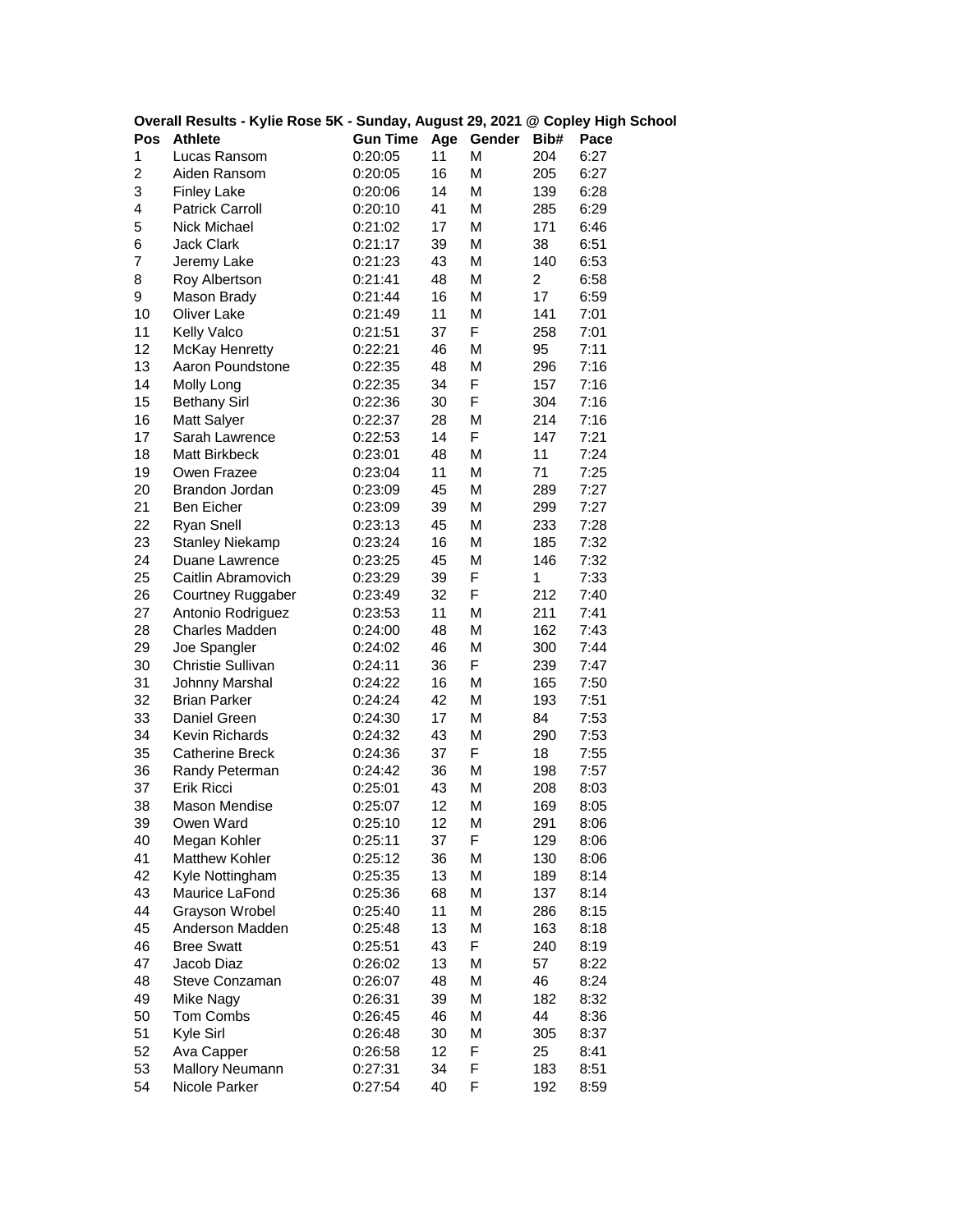**Overall Results - Kylie Rose 5K - Sunday, August 29, 2021 @ Copley High School**

| Pos | Athlete | Gun Time | Age | Gender | Bib# | Pace |
|---|---|---|---|---|---|---|
| 1 | Lucas Ransom | 0:20:05 | 11 | M | 204 | 6:27 |
| 2 | Aiden Ransom | 0:20:05 | 16 | M | 205 | 6:27 |
| 3 | Finley Lake | 0:20:06 | 14 | M | 139 | 6:28 |
| 4 | Patrick Carroll | 0:20:10 | 41 | M | 285 | 6:29 |
| 5 | Nick Michael | 0:21:02 | 17 | M | 171 | 6:46 |
| 6 | Jack Clark | 0:21:17 | 39 | M | 38 | 6:51 |
| 7 | Jeremy Lake | 0:21:23 | 43 | M | 140 | 6:53 |
| 8 | Roy Albertson | 0:21:41 | 48 | M | 2 | 6:58 |
| 9 | Mason Brady | 0:21:44 | 16 | M | 17 | 6:59 |
| 10 | Oliver Lake | 0:21:49 | 11 | M | 141 | 7:01 |
| 11 | Kelly Valco | 0:21:51 | 37 | F | 258 | 7:01 |
| 12 | McKay Henretty | 0:22:21 | 46 | M | 95 | 7:11 |
| 13 | Aaron Poundstone | 0:22:35 | 48 | M | 296 | 7:16 |
| 14 | Molly Long | 0:22:35 | 34 | F | 157 | 7:16 |
| 15 | Bethany Sirl | 0:22:36 | 30 | F | 304 | 7:16 |
| 16 | Matt Salyer | 0:22:37 | 28 | M | 214 | 7:16 |
| 17 | Sarah Lawrence | 0:22:53 | 14 | F | 147 | 7:21 |
| 18 | Matt Birkbeck | 0:23:01 | 48 | M | 11 | 7:24 |
| 19 | Owen Frazee | 0:23:04 | 11 | M | 71 | 7:25 |
| 20 | Brandon Jordan | 0:23:09 | 45 | M | 289 | 7:27 |
| 21 | Ben Eicher | 0:23:09 | 39 | M | 299 | 7:27 |
| 22 | Ryan Snell | 0:23:13 | 45 | M | 233 | 7:28 |
| 23 | Stanley Niekamp | 0:23:24 | 16 | M | 185 | 7:32 |
| 24 | Duane Lawrence | 0:23:25 | 45 | M | 146 | 7:32 |
| 25 | Caitlin Abramovich | 0:23:29 | 39 | F | 1 | 7:33 |
| 26 | Courtney Ruggaber | 0:23:49 | 32 | F | 212 | 7:40 |
| 27 | Antonio Rodriguez | 0:23:53 | 11 | M | 211 | 7:41 |
| 28 | Charles Madden | 0:24:00 | 48 | M | 162 | 7:43 |
| 29 | Joe Spangler | 0:24:02 | 46 | M | 300 | 7:44 |
| 30 | Christie Sullivan | 0:24:11 | 36 | F | 239 | 7:47 |
| 31 | Johnny Marshal | 0:24:22 | 16 | M | 165 | 7:50 |
| 32 | Brian Parker | 0:24:24 | 42 | M | 193 | 7:51 |
| 33 | Daniel Green | 0:24:30 | 17 | M | 84 | 7:53 |
| 34 | Kevin Richards | 0:24:32 | 43 | M | 290 | 7:53 |
| 35 | Catherine Breck | 0:24:36 | 37 | F | 18 | 7:55 |
| 36 | Randy Peterman | 0:24:42 | 36 | M | 198 | 7:57 |
| 37 | Erik Ricci | 0:25:01 | 43 | M | 208 | 8:03 |
| 38 | Mason Mendise | 0:25:07 | 12 | M | 169 | 8:05 |
| 39 | Owen Ward | 0:25:10 | 12 | M | 291 | 8:06 |
| 40 | Megan Kohler | 0:25:11 | 37 | F | 129 | 8:06 |
| 41 | Matthew Kohler | 0:25:12 | 36 | M | 130 | 8:06 |
| 42 | Kyle Nottingham | 0:25:35 | 13 | M | 189 | 8:14 |
| 43 | Maurice LaFond | 0:25:36 | 68 | M | 137 | 8:14 |
| 44 | Grayson Wrobel | 0:25:40 | 11 | M | 286 | 8:15 |
| 45 | Anderson Madden | 0:25:48 | 13 | M | 163 | 8:18 |
| 46 | Bree Swatt | 0:25:51 | 43 | F | 240 | 8:19 |
| 47 | Jacob Diaz | 0:26:02 | 13 | M | 57 | 8:22 |
| 48 | Steve Conzaman | 0:26:07 | 48 | M | 46 | 8:24 |
| 49 | Mike Nagy | 0:26:31 | 39 | M | 182 | 8:32 |
| 50 | Tom Combs | 0:26:45 | 46 | M | 44 | 8:36 |
| 51 | Kyle Sirl | 0:26:48 | 30 | M | 305 | 8:37 |
| 52 | Ava Capper | 0:26:58 | 12 | F | 25 | 8:41 |
| 53 | Mallory Neumann | 0:27:31 | 34 | F | 183 | 8:51 |
| 54 | Nicole Parker | 0:27:54 | 40 | F | 192 | 8:59 |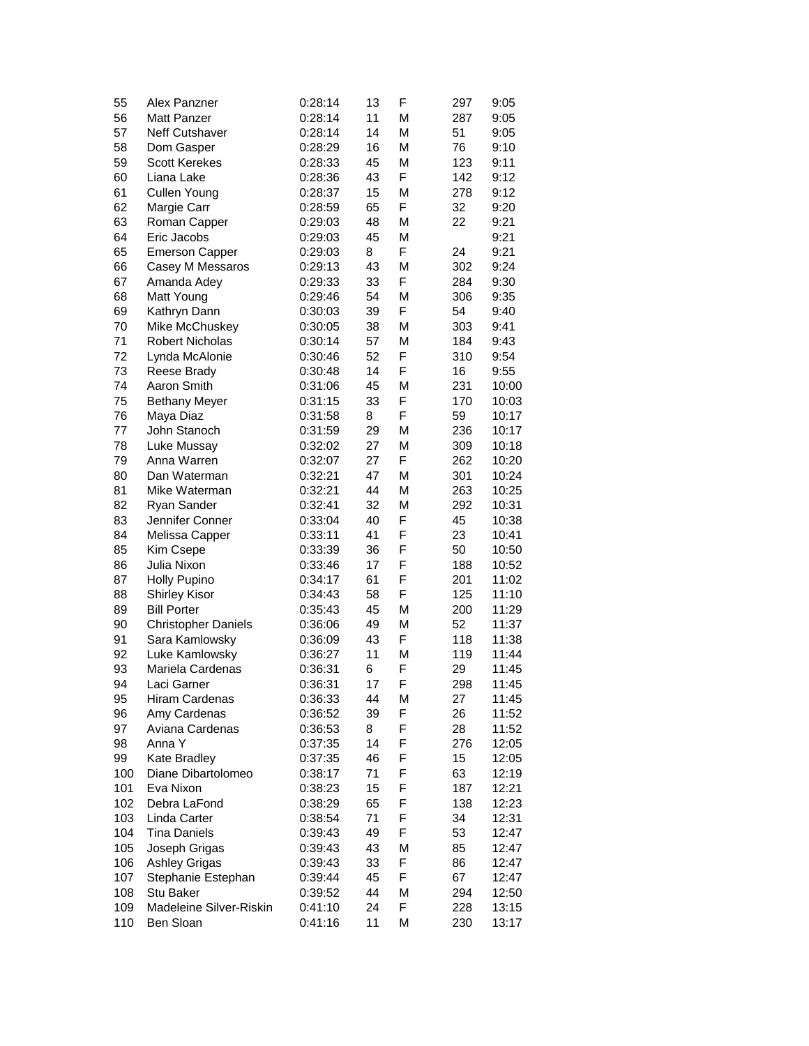| | | | | | | |
|---|---|---|---|---|---|---|
| 55 | Alex Panzner | 0:28:14 | 13 | F | 297 | 9:05 |
| 56 | Matt Panzer | 0:28:14 | 11 | M | 287 | 9:05 |
| 57 | Neff Cutshaver | 0:28:14 | 14 | M | 51 | 9:05 |
| 58 | Dom Gasper | 0:28:29 | 16 | M | 76 | 9:10 |
| 59 | Scott Kerekes | 0:28:33 | 45 | M | 123 | 9:11 |
| 60 | Liana Lake | 0:28:36 | 43 | F | 142 | 9:12 |
| 61 | Cullen Young | 0:28:37 | 15 | M | 278 | 9:12 |
| 62 | Margie Carr | 0:28:59 | 65 | F | 32 | 9:20 |
| 63 | Roman Capper | 0:29:03 | 48 | M | 22 | 9:21 |
| 64 | Eric Jacobs | 0:29:03 | 45 | M | | 9:21 |
| 65 | Emerson Capper | 0:29:03 | 8 | F | 24 | 9:21 |
| 66 | Casey M Messaros | 0:29:13 | 43 | M | 302 | 9:24 |
| 67 | Amanda Adey | 0:29:33 | 33 | F | 284 | 9:30 |
| 68 | Matt Young | 0:29:46 | 54 | M | 306 | 9:35 |
| 69 | Kathryn Dann | 0:30:03 | 39 | F | 54 | 9:40 |
| 70 | Mike McChuskey | 0:30:05 | 38 | M | 303 | 9:41 |
| 71 | Robert Nicholas | 0:30:14 | 57 | M | 184 | 9:43 |
| 72 | Lynda McAlonie | 0:30:46 | 52 | F | 310 | 9:54 |
| 73 | Reese Brady | 0:30:48 | 14 | F | 16 | 9:55 |
| 74 | Aaron Smith | 0:31:06 | 45 | M | 231 | 10:00 |
| 75 | Bethany Meyer | 0:31:15 | 33 | F | 170 | 10:03 |
| 76 | Maya Diaz | 0:31:58 | 8 | F | 59 | 10:17 |
| 77 | John Stanoch | 0:31:59 | 29 | M | 236 | 10:17 |
| 78 | Luke Mussay | 0:32:02 | 27 | M | 309 | 10:18 |
| 79 | Anna Warren | 0:32:07 | 27 | F | 262 | 10:20 |
| 80 | Dan Waterman | 0:32:21 | 47 | M | 301 | 10:24 |
| 81 | Mike Waterman | 0:32:21 | 44 | M | 263 | 10:25 |
| 82 | Ryan Sander | 0:32:41 | 32 | M | 292 | 10:31 |
| 83 | Jennifer Conner | 0:33:04 | 40 | F | 45 | 10:38 |
| 84 | Melissa Capper | 0:33:11 | 41 | F | 23 | 10:41 |
| 85 | Kim Csepe | 0:33:39 | 36 | F | 50 | 10:50 |
| 86 | Julia Nixon | 0:33:46 | 17 | F | 188 | 10:52 |
| 87 | Holly Pupino | 0:34:17 | 61 | F | 201 | 11:02 |
| 88 | Shirley Kisor | 0:34:43 | 58 | F | 125 | 11:10 |
| 89 | Bill Porter | 0:35:43 | 45 | M | 200 | 11:29 |
| 90 | Christopher Daniels | 0:36:06 | 49 | M | 52 | 11:37 |
| 91 | Sara Kamlowsky | 0:36:09 | 43 | F | 118 | 11:38 |
| 92 | Luke Kamlowsky | 0:36:27 | 11 | M | 119 | 11:44 |
| 93 | Mariela Cardenas | 0:36:31 | 6 | F | 29 | 11:45 |
| 94 | Laci Garner | 0:36:31 | 17 | F | 298 | 11:45 |
| 95 | Hiram Cardenas | 0:36:33 | 44 | M | 27 | 11:45 |
| 96 | Amy Cardenas | 0:36:52 | 39 | F | 26 | 11:52 |
| 97 | Aviana Cardenas | 0:36:53 | 8 | F | 28 | 11:52 |
| 98 | Anna Y | 0:37:35 | 14 | F | 276 | 12:05 |
| 99 | Kate Bradley | 0:37:35 | 46 | F | 15 | 12:05 |
| 100 | Diane Dibartolomeo | 0:38:17 | 71 | F | 63 | 12:19 |
| 101 | Eva Nixon | 0:38:23 | 15 | F | 187 | 12:21 |
| 102 | Debra LaFond | 0:38:29 | 65 | F | 138 | 12:23 |
| 103 | Linda Carter | 0:38:54 | 71 | F | 34 | 12:31 |
| 104 | Tina Daniels | 0:39:43 | 49 | F | 53 | 12:47 |
| 105 | Joseph Grigas | 0:39:43 | 43 | M | 85 | 12:47 |
| 106 | Ashley Grigas | 0:39:43 | 33 | F | 86 | 12:47 |
| 107 | Stephanie Estephan | 0:39:44 | 45 | F | 67 | 12:47 |
| 108 | Stu Baker | 0:39:52 | 44 | M | 294 | 12:50 |
| 109 | Madeleine Silver-Riskin | 0:41:10 | 24 | F | 228 | 13:15 |
| 110 | Ben Sloan | 0:41:16 | 11 | M | 230 | 13:17 |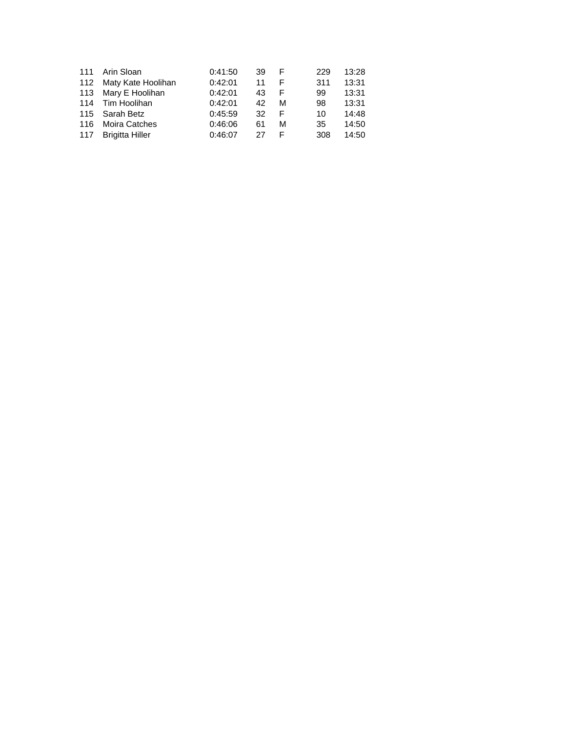| | | | | | | |
|---|---|---|---|---|---|---|
| 111 | Arin Sloan | 0:41:50 | 39 | F | 229 | 13:28 |
| 112 | Maty Kate Hoolihan | 0:42:01 | 11 | F | 311 | 13:31 |
| 113 | Mary E Hoolihan | 0:42:01 | 43 | F | 99 | 13:31 |
| 114 | Tim Hoolihan | 0:42:01 | 42 | M | 98 | 13:31 |
| 115 | Sarah Betz | 0:45:59 | 32 | F | 10 | 14:48 |
| 116 | Moira Catches | 0:46:06 | 61 | M | 35 | 14:50 |
| 117 | Brigitta Hiller | 0:46:07 | 27 | F | 308 | 14:50 |